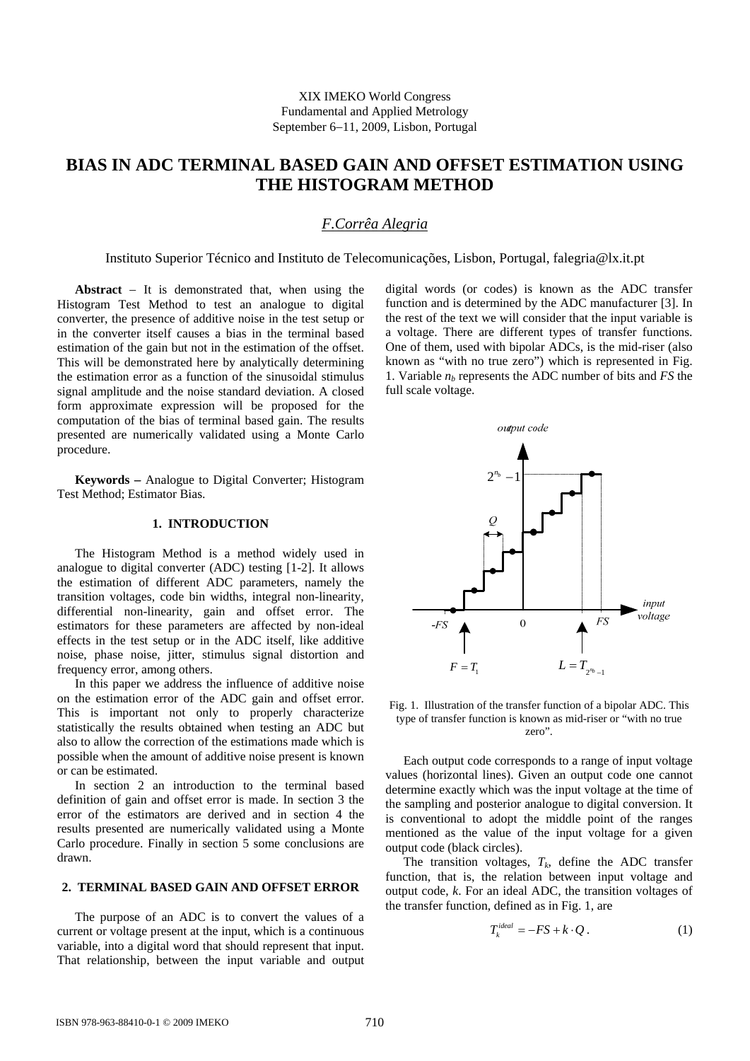XIX IMEKO World Congress
Fundamental and Applied Metrology
September 6−11, 2009, Lisbon, Portugal

# BIAS IN ADC TERMINAL BASED GAIN AND OFFSET ESTIMATION USING THE HISTOGRAM METHOD

*F.Corrêa Alegria*

Instituto Superior Técnico and Instituto de Telecomunicações, Lisbon, Portugal, falegria@lx.it.pt

**Abstract** – It is demonstrated that, when using the Histogram Test Method to test an analogue to digital converter, the presence of additive noise in the test setup or in the converter itself causes a bias in the terminal based estimation of the gain but not in the estimation of the offset. This will be demonstrated here by analytically determining the estimation error as a function of the sinusoidal stimulus signal amplitude and the noise standard deviation. A closed form approximate expression will be proposed for the computation of the bias of terminal based gain. The results presented are numerically validated using a Monte Carlo procedure.

**Keywords –** Analogue to Digital Converter; Histogram Test Method; Estimator Bias.

## 1. INTRODUCTION

The Histogram Method is a method widely used in analogue to digital converter (ADC) testing [1-2]. It allows the estimation of different ADC parameters, namely the transition voltages, code bin widths, integral non-linearity, differential non-linearity, gain and offset error. The estimators for these parameters are affected by non-ideal effects in the test setup or in the ADC itself, like additive noise, phase noise, jitter, stimulus signal distortion and frequency error, among others.

In this paper we address the influence of additive noise on the estimation error of the ADC gain and offset error. This is important not only to properly characterize statistically the results obtained when testing an ADC but also to allow the correction of the estimations made which is possible when the amount of additive noise present is known or can be estimated.

In section 2 an introduction to the terminal based definition of gain and offset error is made. In section 3 the error of the estimators are derived and in section 4 the results presented are numerically validated using a Monte Carlo procedure. Finally in section 5 some conclusions are drawn.

## 2. TERMINAL BASED GAIN AND OFFSET ERROR

The purpose of an ADC is to convert the values of a current or voltage present at the input, which is a continuous variable, into a digital word that should represent that input. That relationship, between the input variable and output digital words (or codes) is known as the ADC transfer function and is determined by the ADC manufacturer [3]. In the rest of the text we will consider that the input variable is a voltage. There are different types of transfer functions. One of them, used with bipolar ADCs, is the mid-riser (also known as "with no true zero") which is represented in Fig. 1. Variable $n_b$ represents the ADC number of bits and *FS* the full scale voltage.

Fig. 1. Illustration of the transfer function of a bipolar ADC. This type of transfer function is known as mid-riser or "with no true zero".

Each output code corresponds to a range of input voltage values (horizontal lines). Given an output code one cannot determine exactly which was the input voltage at the time of the sampling and posterior analogue to digital conversion. It is conventional to adopt the middle point of the ranges mentioned as the value of the input voltage for a given output code (black circles).

The transition voltages, $T_k$, define the ADC transfer function, that is, the relation between input voltage and output code, $k$. For an ideal ADC, the transition voltages of the transfer function, defined as in Fig. 1, are

$$T_k^{ideal} = -FS + k \cdot Q \,. \qquad (1)$$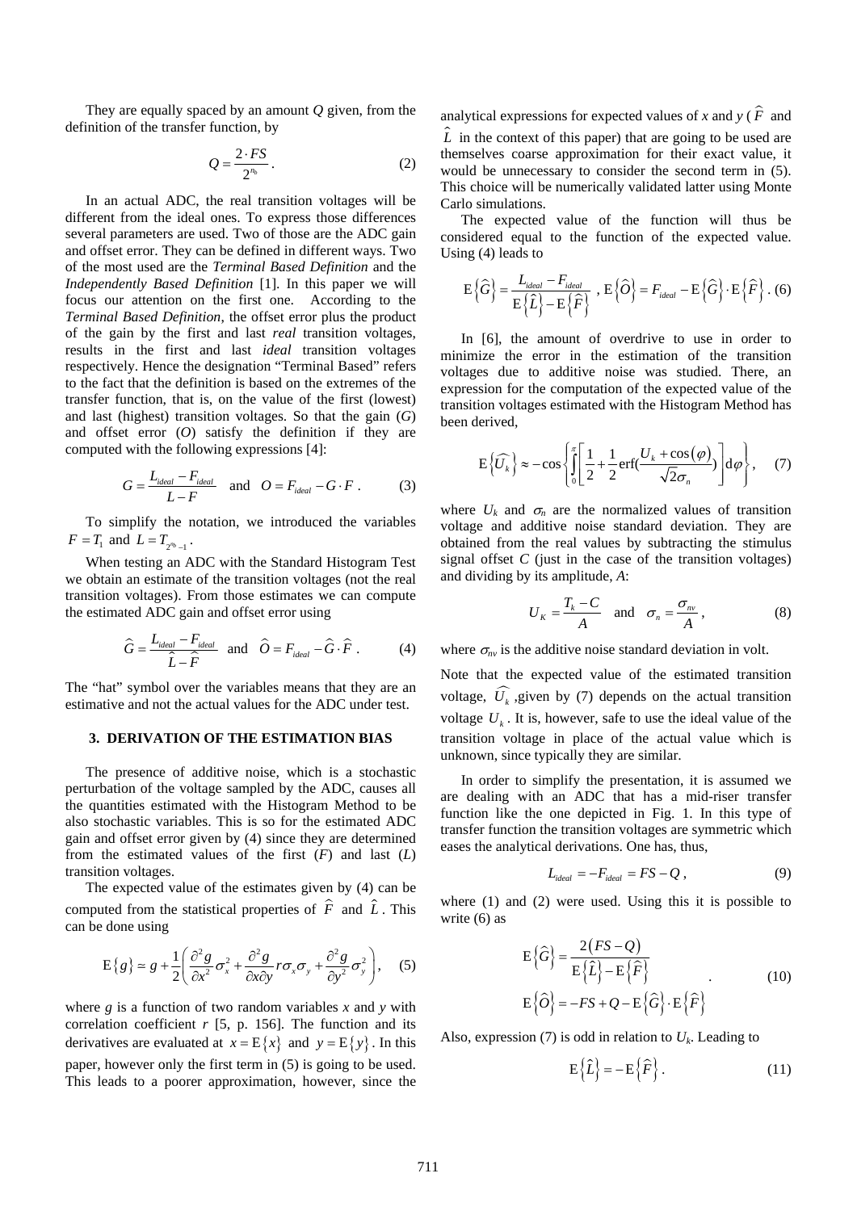They are equally spaced by an amount $Q$ given, from the definition of the transfer function, by

$$Q = \frac{2 \cdot FS}{2^{n_b}}. \tag{2}$$

In an actual ADC, the real transition voltages will be different from the ideal ones. To express those differences several parameters are used. Two of those are the ADC gain and offset error. They can be defined in different ways. Two of the most used are the *Terminal Based Definition* and the *Independently Based Definition* [1]. In this paper we will focus our attention on the first one. According to the *Terminal Based Definition*, the offset error plus the product of the gain by the first and last *real* transition voltages, results in the first and last *ideal* transition voltages respectively. Hence the designation "Terminal Based" refers to the fact that the definition is based on the extremes of the transfer function, that is, on the value of the first (lowest) and last (highest) transition voltages. So that the gain ($G$) and offset error ($O$) satisfy the definition if they are computed with the following expressions [4]:

$$G = \frac{L_{ideal} - F_{ideal}}{L - F} \quad \text{and} \quad O = F_{ideal} - G \cdot F. \tag{3}$$

To simplify the notation, we introduced the variables $F = T_1$ and $L = T_{2^{n_b}-1}$.

When testing an ADC with the Standard Histogram Test we obtain an estimate of the transition voltages (not the real transition voltages). From those estimates we can compute the estimated ADC gain and offset error using

$$\widehat{G} = \frac{L_{ideal} - F_{ideal}}{\widehat{L} - \widehat{F}} \quad \text{and} \quad \widehat{O} = F_{ideal} - \widehat{G} \cdot \widehat{F}. \tag{4}$$

The "hat" symbol over the variables means that they are an estimative and not the actual values for the ADC under test.

## 3. DERIVATION OF THE ESTIMATION BIAS

The presence of additive noise, which is a stochastic perturbation of the voltage sampled by the ADC, causes all the quantities estimated with the Histogram Method to be also stochastic variables. This is so for the estimated ADC gain and offset error given by (4) since they are determined from the estimated values of the first ($F$) and last ($L$) transition voltages.

The expected value of the estimates given by (4) can be computed from the statistical properties of $\widehat{F}$ and $\widehat{L}$. This can be done using

$$\mathrm{E}\{g\} \simeq g + \frac{1}{2}\left(\frac{\partial^2 g}{\partial x^2}\sigma_x^2 + \frac{\partial^2 g}{\partial x \partial y} r \sigma_x \sigma_y + \frac{\partial^2 g}{\partial y^2}\sigma_y^2\right), \tag{5}$$

where $g$ is a function of two random variables $x$ and $y$ with correlation coefficient $r$ [5, p. 156]. The function and its derivatives are evaluated at $x = \mathrm{E}\{x\}$ and $y = \mathrm{E}\{y\}$. In this paper, however only the first term in (5) is going to be used. This leads to a poorer approximation, however, since the analytical expressions for expected values of $x$ and $y$ ($\widehat{F}$ and $\widehat{L}$ in the context of this paper) that are going to be used are themselves coarse approximation for their exact value, it would be unnecessary to consider the second term in (5). This choice will be numerically validated latter using Monte Carlo simulations.

The expected value of the function will thus be considered equal to the function of the expected value. Using (4) leads to

$$\mathrm{E}\{\widehat{G}\} = \frac{L_{ideal} - F_{ideal}}{\mathrm{E}\{\widehat{L}\} - \mathrm{E}\{\widehat{F}\}}, \ \mathrm{E}\{\widehat{O}\} = F_{ideal} - \mathrm{E}\{\widehat{G}\} \cdot \mathrm{E}\{\widehat{F}\}. \tag{6}$$

In [6], the amount of overdrive to use in order to minimize the error in the estimation of the transition voltages due to additive noise was studied. There, an expression for the computation of the expected value of the transition voltages estimated with the Histogram Method has been derived,

$$\mathrm{E}\{\widehat{U_k}\} \approx -\cos\left\{\int_0^{\pi}\left[\frac{1}{2} + \frac{1}{2}\mathrm{erf}\left(\frac{U_k + \cos(\varphi)}{\sqrt{2}\sigma_n}\right)\right]\mathrm{d}\varphi\right\}, \tag{7}$$

where $U_k$ and $\sigma_n$ are the normalized values of transition voltage and additive noise standard deviation. They are obtained from the real values by subtracting the stimulus signal offset $C$ (just in the case of the transition voltages) and dividing by its amplitude, $A$:

$$U_K = \frac{T_k - C}{A} \quad \text{and} \quad \sigma_n = \frac{\sigma_{nv}}{A}, \tag{8}$$

where $\sigma_{nv}$ is the additive noise standard deviation in volt.

Note that the expected value of the estimated transition voltage, $\widehat{U_k}$, given by (7) depends on the actual transition voltage $U_k$. It is, however, safe to use the ideal value of the transition voltage in place of the actual value which is unknown, since typically they are similar.

In order to simplify the presentation, it is assumed we are dealing with an ADC that has a mid-riser transfer function like the one depicted in Fig. 1. In this type of transfer function the transition voltages are symmetric which eases the analytical derivations. One has, thus,

$$L_{ideal} = -F_{ideal} = FS - Q, \tag{9}$$

where (1) and (2) were used. Using this it is possible to write (6) as

$$\begin{gathered}\mathrm{E}\{\widehat{G}\} = \frac{2(FS - Q)}{\mathrm{E}\{\widehat{L}\} - \mathrm{E}\{\widehat{F}\}} \\ \mathrm{E}\{\widehat{O}\} = -FS + Q - \mathrm{E}\{\widehat{G}\} \cdot \mathrm{E}\{\widehat{F}\}\end{gathered}. \tag{10}$$

Also, expression (7) is odd in relation to $U_k$. Leading to

$$\mathrm{E}\{\widehat{L}\} = -\mathrm{E}\{\widehat{F}\}. \tag{11}$$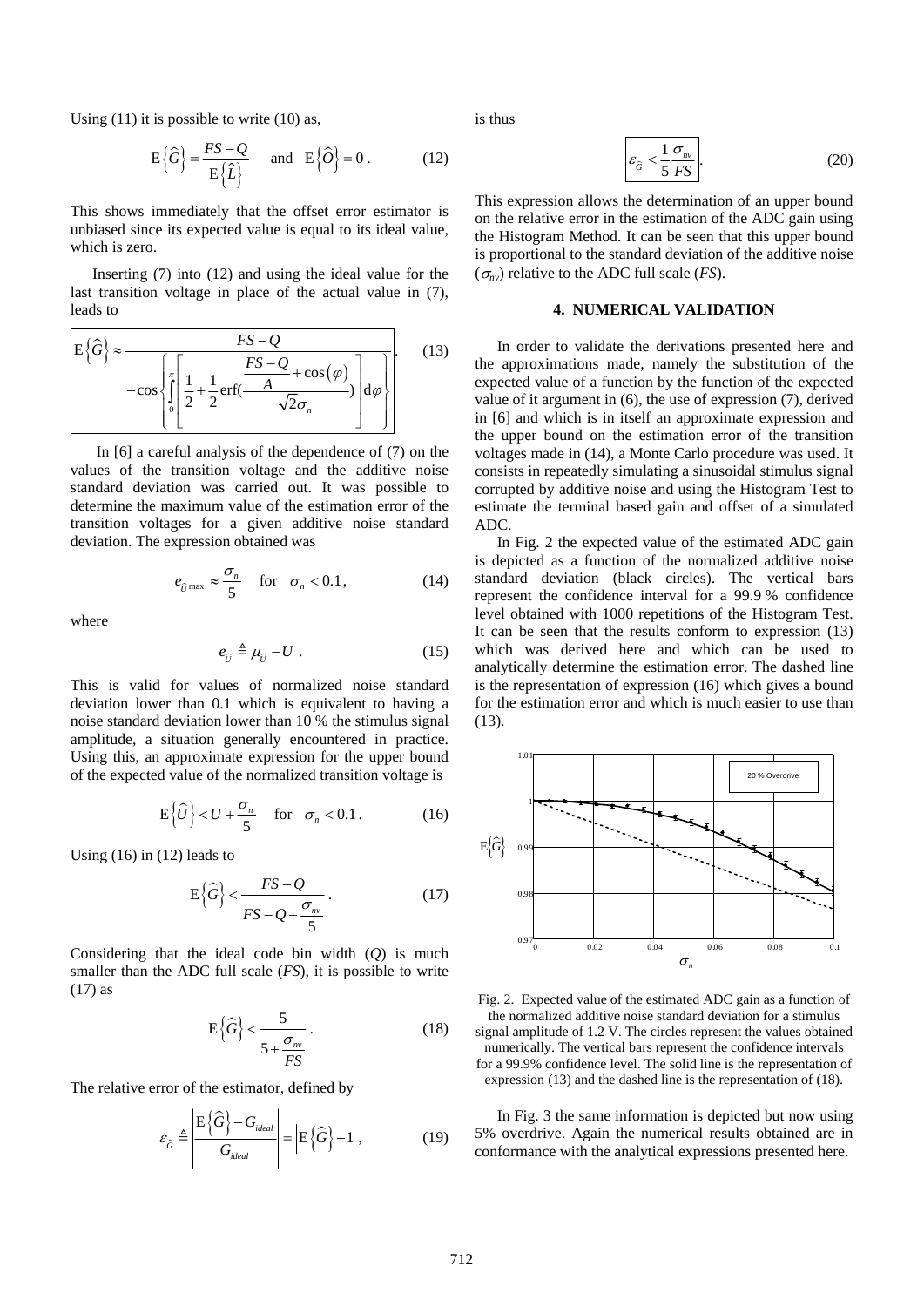Using (11) it is possible to write (10) as,

$$\mathrm{E}\left\{\widehat{G}\right\} = \frac{FS - Q}{\mathrm{E}\left\{\widehat{L}\right\}} \quad \text{and} \quad \mathrm{E}\left\{\widehat{O}\right\} = 0 \,. \tag{12}$$

This shows immediately that the offset error estimator is unbiased since its expected value is equal to its ideal value, which is zero.

Inserting (7) into (12) and using the ideal value for the last transition voltage in place of the actual value in (7), leads to

$$\boxed{\mathrm{E}\left\{\widehat{G}\right\} \approx \frac{FS - Q}{-\cos\left\{\displaystyle\int_0^{\pi}\left[\frac{1}{2} + \frac{1}{2}\mathrm{erf}\left(\frac{\frac{FS - Q}{A} + \cos(\varphi)}{\sqrt{2}\sigma_n}\right)\right]\mathrm{d}\varphi\right\}}}. \tag{13}$$

In [6] a careful analysis of the dependence of (7) on the values of the transition voltage and the additive noise standard deviation was carried out. It was possible to determine the maximum value of the estimation error of the transition voltages for a given additive noise standard deviation. The expression obtained was

$$e_{\widehat{U}\max} \approx \frac{\sigma_n}{5} \quad \text{for} \quad \sigma_n < 0.1 \,, \tag{14}$$

where

$$e_{\widehat{U}} \triangleq \mu_{\widehat{U}} - U \,. \tag{15}$$

This is valid for values of normalized noise standard deviation lower than 0.1 which is equivalent to having a noise standard deviation lower than 10 % the stimulus signal amplitude, a situation generally encountered in practice. Using this, an approximate expression for the upper bound of the expected value of the normalized transition voltage is

$$\mathrm{E}\left\{\widehat{U}\right\} < U + \frac{\sigma_n}{5} \quad \text{for} \quad \sigma_n < 0.1 \,. \tag{16}$$

Using (16) in (12) leads to

$$\mathrm{E}\left\{\widehat{G}\right\} < \frac{FS - Q}{FS - Q + \frac{\sigma_{nv}}{5}} \,. \tag{17}$$

Considering that the ideal code bin width ($Q$) is much smaller than the ADC full scale ($FS$), it is possible to write (17) as

$$\mathrm{E}\left\{\widehat{G}\right\} < \frac{5}{5 + \frac{\sigma_{nv}}{FS}} \,. \tag{18}$$

The relative error of the estimator, defined by

$$\varepsilon_{\widehat{G}} \triangleq \left|\frac{\mathrm{E}\left\{\widehat{G}\right\} - G_{ideal}}{G_{ideal}}\right| = \left|\mathrm{E}\left\{\widehat{G}\right\} - 1\right| , \tag{19}$$

is thus

$$\boxed{\varepsilon_{\widehat{G}} < \frac{1}{5}\frac{\sigma_{nv}}{FS}}. \tag{20}$$

This expression allows the determination of an upper bound on the relative error in the estimation of the ADC gain using the Histogram Method. It can be seen that this upper bound is proportional to the standard deviation of the additive noise ($\sigma_{nv}$) relative to the ADC full scale ($FS$).

## 4. NUMERICAL VALIDATION

In order to validate the derivations presented here and the approximations made, namely the substitution of the expected value of a function by the function of the expected value of it argument in (6), the use of expression (7), derived in [6] and which is in itself an approximate expression and the upper bound on the estimation error of the transition voltages made in (14), a Monte Carlo procedure was used. It consists in repeatedly simulating a sinusoidal stimulus signal corrupted by additive noise and using the Histogram Test to estimate the terminal based gain and offset of a simulated ADC.

In Fig. 2 the expected value of the estimated ADC gain is depicted as a function of the normalized additive noise standard deviation (black circles). The vertical bars represent the confidence interval for a 99.9 % confidence level obtained with 1000 repetitions of the Histogram Test. It can be seen that the results conform to expression (13) which was derived here and which can be used to analytically determine the estimation error. The dashed line is the representation of expression (16) which gives a bound for the estimation error and which is much easier to use than (13).

Fig. 2. Expected value of the estimated ADC gain as a function of the normalized additive noise standard deviation for a stimulus signal amplitude of 1.2 V. The circles represent the values obtained numerically. The vertical bars represent the confidence intervals for a 99.9% confidence level. The solid line is the representation of expression (13) and the dashed line is the representation of (18).

In Fig. 3 the same information is depicted but now using 5% overdrive. Again the numerical results obtained are in conformance with the analytical expressions presented here.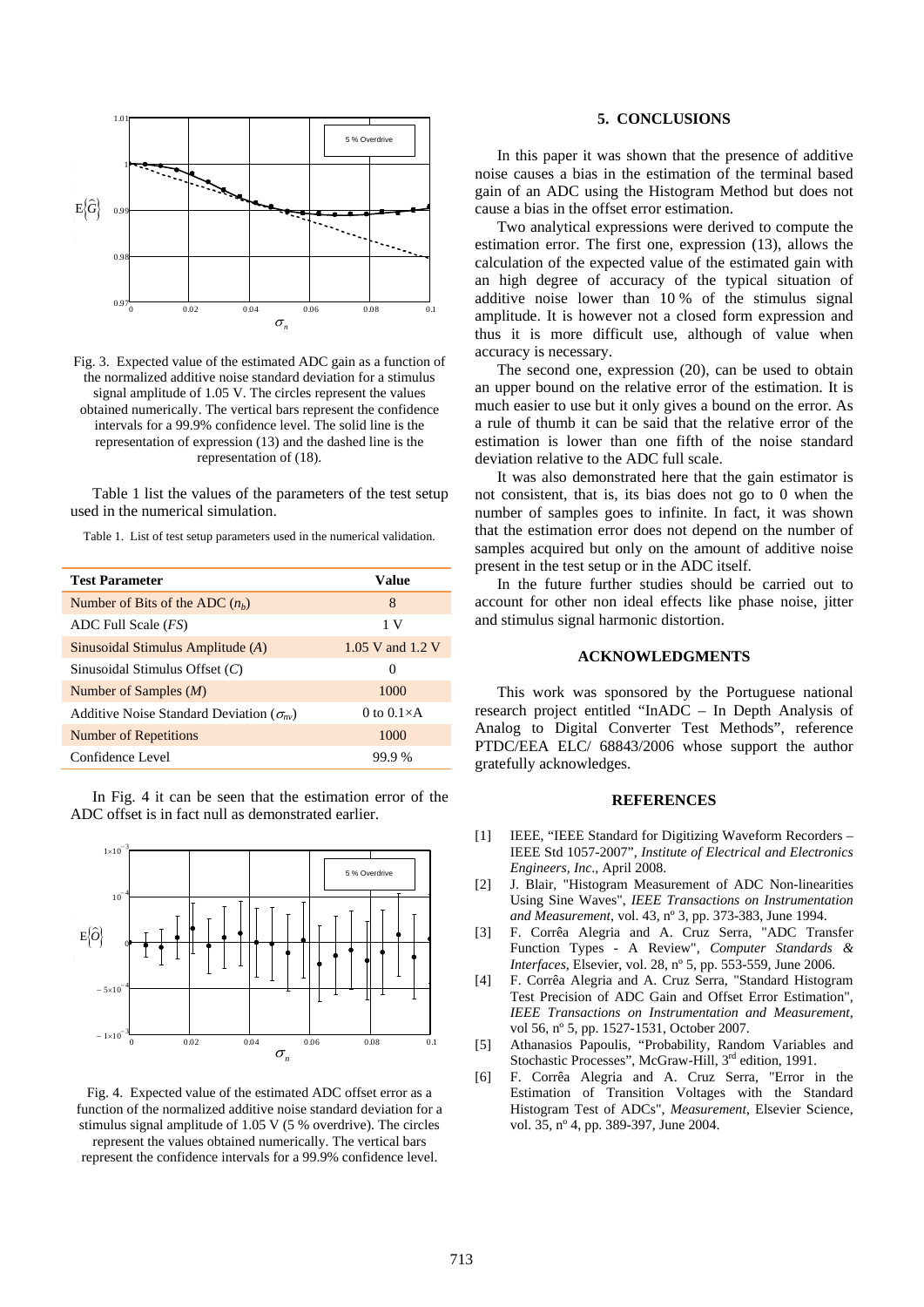1.01

5 % Overdrive

1

$E\{\hat{G}\}$

0.99

0.98

0.97

0 0.02 0.04 0.06 0.08 0.1

$\sigma_n$

Fig. 3. Expected value of the estimated ADC gain as a function of the normalized additive noise standard deviation for a stimulus signal amplitude of 1.05 V. The circles represent the values obtained numerically. The vertical bars represent the confidence intervals for a 99.9% confidence level. The solid line is the representation of expression (13) and the dashed line is the representation of (18).

Table 1 list the values of the parameters of the test setup used in the numerical simulation.

Table 1. List of test setup parameters used in the numerical validation.

| Test Parameter | Value |
|---|---|
| Number of Bits of the ADC ($n_b$) | 8 |
| ADC Full Scale (*FS*) | 1 V |
| Sinusoidal Stimulus Amplitude (*A*) | 1.05 V and 1.2 V |
| Sinusoidal Stimulus Offset (*C*) | 0 |
| Number of Samples (*M*) | 1000 |
| Additive Noise Standard Deviation ($\sigma_{nv}$) | 0 to $0.1{\times}A$ |
| Number of Repetitions | 1000 |
| Confidence Level | 99.9 % |

In Fig. 4 it can be seen that the estimation error of the ADC offset is in fact null as demonstrated earlier.

$1{\times}10^{-3}$

5 % Overdrive

$10^{-4}$

$E\{\hat{O}\}$

0

$-5{\times}10^{-4}$

$-1{\times}10^{-3}$

0 0.02 0.04 0.06 0.08 0.1

$\sigma_n$

Fig. 4. Expected value of the estimated ADC offset error as a function of the normalized additive noise standard deviation for a stimulus signal amplitude of 1.05 V (5 % overdrive). The circles represent the values obtained numerically. The vertical bars represent the confidence intervals for a 99.9% confidence level.

## 5. CONCLUSIONS

In this paper it was shown that the presence of additive noise causes a bias in the estimation of the terminal based gain of an ADC using the Histogram Method but does not cause a bias in the offset error estimation.

Two analytical expressions were derived to compute the estimation error. The first one, expression (13), allows the calculation of the expected value of the estimated gain with an high degree of accuracy of the typical situation of additive noise lower than 10 % of the stimulus signal amplitude. It is however not a closed form expression and thus it is more difficult use, although of value when accuracy is necessary.

The second one, expression (20), can be used to obtain an upper bound on the relative error of the estimation. It is much easier to use but it only gives a bound on the error. As a rule of thumb it can be said that the relative error of the estimation is lower than one fifth of the noise standard deviation relative to the ADC full scale.

It was also demonstrated here that the gain estimator is not consistent, that is, its bias does not go to 0 when the number of samples goes to infinite. In fact, it was shown that the estimation error does not depend on the number of samples acquired but only on the amount of additive noise present in the test setup or in the ADC itself.

In the future further studies should be carried out to account for other non ideal effects like phase noise, jitter and stimulus signal harmonic distortion.

## ACKNOWLEDGMENTS

This work was sponsored by the Portuguese national research project entitled "InADC – In Depth Analysis of Analog to Digital Converter Test Methods", reference PTDC/EEA ELC/ 68843/2006 whose support the author gratefully acknowledges.

## REFERENCES

[1] IEEE, "IEEE Standard for Digitizing Waveform Recorders – IEEE Std 1057-2007", *Institute of Electrical and Electronics Engineers, Inc*., April 2008.

[2] J. Blair, "Histogram Measurement of ADC Non-linearities Using Sine Waves", *IEEE Transactions on Instrumentation and Measurement*, vol. 43, nº 3, pp. 373-383, June 1994.

[3] F. Corrêa Alegria and A. Cruz Serra, "ADC Transfer Function Types - A Review", *Computer Standards & Interfaces*, Elsevier, vol. 28, nº 5, pp. 553-559, June 2006.

[4] F. Corrêa Alegria and A. Cruz Serra, "Standard Histogram Test Precision of ADC Gain and Offset Error Estimation", *IEEE Transactions on Instrumentation and Measurement*, vol 56, nº 5, pp. 1527-1531, October 2007.

[5] Athanasios Papoulis, "Probability, Random Variables and Stochastic Processes", McGraw-Hill, 3rd edition, 1991.

[6] F. Corrêa Alegria and A. Cruz Serra, "Error in the Estimation of Transition Voltages with the Standard Histogram Test of ADCs", *Measurement*, Elsevier Science, vol. 35, nº 4, pp. 389-397, June 2004.